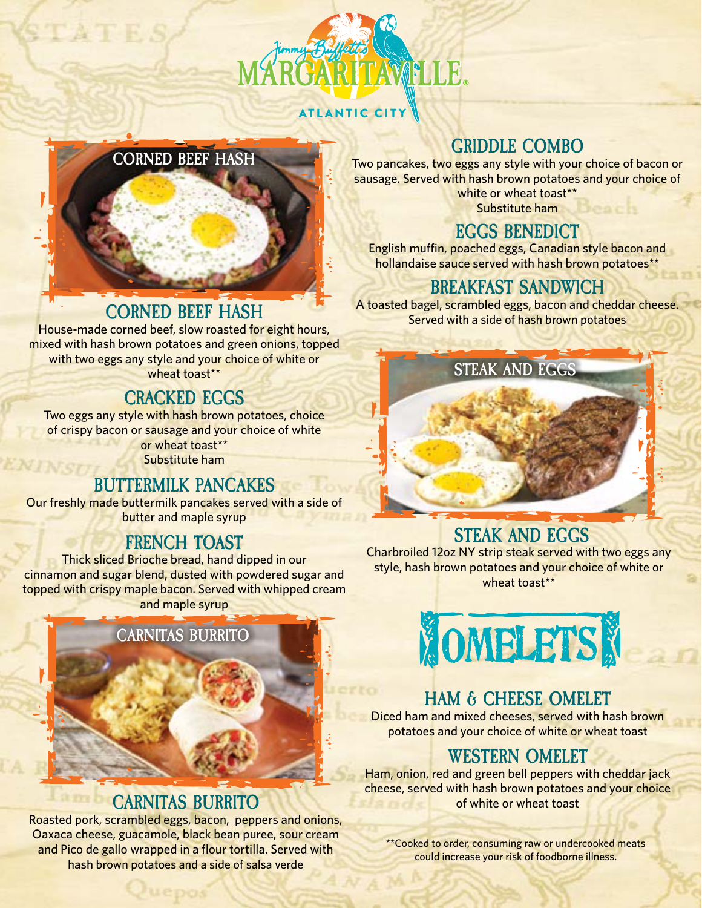# Jimmy Buffett's MARGARITAVILLE

ATLANTIC CITY

## CORNED BEEF HASH

House-made corned beef, slow roasted for eight hours, mixed with hash brown potatoes and green onions, topped with two eggs any style and your choice of white or wheat toast**

## CRACKED EGGS

Two eggs any style with hash brown potatoes, choice of crispy bacon or sausage and your choice of white or wheat toast**
Substitute ham

## BUTTERMILK PANCAKES

Our freshly made buttermilk pancakes served with a side of butter and maple syrup

## FRENCH TOAST

Thick sliced Brioche bread, hand dipped in our cinnamon and sugar blend, dusted with powdered sugar and topped with crispy maple bacon. Served with whipped cream and maple syrup

## CARNITAS BURRITO

Roasted pork, scrambled eggs, bacon, peppers and onions, Oaxaca cheese, guacamole, black bean puree, sour cream and Pico de gallo wrapped in a flour tortilla. Served with hash brown potatoes and a side of salsa verde

## GRIDDLE COMBO

Two pancakes, two eggs any style with your choice of bacon or sausage. Served with hash brown potatoes and your choice of white or wheat toast**
Substitute ham

## EGGS BENEDICT

English muffin, poached eggs, Canadian style bacon and hollandaise sauce served with hash brown potatoes**

## BREAKFAST SANDWICH

A toasted bagel, scrambled eggs, bacon and cheddar cheese. Served with a side of hash brown potatoes

## STEAK AND EGGS

Charbroiled 12oz NY strip steak served with two eggs any style, hash brown potatoes and your choice of white or wheat toast**

# OMELETS

## HAM & CHEESE OMELET

Diced ham and mixed cheeses, served with hash brown potatoes and your choice of white or wheat toast

## WESTERN OMELET

Ham, onion, red and green bell peppers with cheddar jack cheese, served with hash brown potatoes and your choice of white or wheat toast

**Cooked to order, consuming raw or undercooked meats could increase your risk of foodborne illness.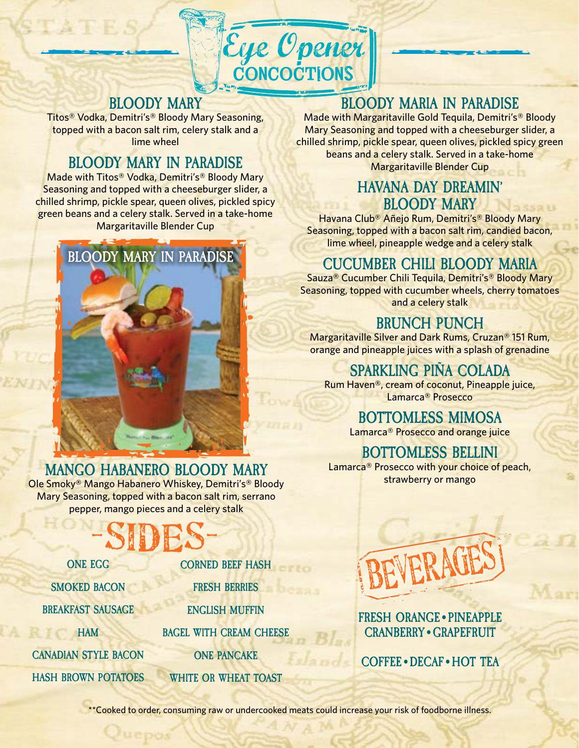# Eye Opener CONCOCTIONS

## BLOODY MARY

Titos® Vodka, Demitri's® Bloody Mary Seasoning, topped with a bacon salt rim, celery stalk and a lime wheel

## BLOODY MARY IN PARADISE

Made with Titos® Vodka, Demitri's® Bloody Mary Seasoning and topped with a cheeseburger slider, a chilled shrimp, pickle spear, queen olives, pickled spicy green beans and a celery stalk. Served in a take-home Margaritaville Blender Cup

BLOODY MARY IN PARADISE

## MANGO HABANERO BLOODY MARY

Ole Smoky® Mango Habanero Whiskey, Demitri's® Bloody Mary Seasoning, topped with a bacon salt rim, serrano pepper, mango pieces and a celery stalk

## BLOODY MARIA IN PARADISE

Made with Margaritaville Gold Tequila, Demitri's® Bloody Mary Seasoning and topped with a cheeseburger slider, a chilled shrimp, pickle spear, queen olives, pickled spicy green beans and a celery stalk. Served in a take-home Margaritaville Blender Cup

## HAVANA DAY DREAMIN' BLOODY MARY

Havana Club® Añejo Rum, Demitri's® Bloody Mary Seasoning, topped with a bacon salt rim, candied bacon, lime wheel, pineapple wedge and a celery stalk

## CUCUMBER CHILI BLOODY MARIA

Sauza® Cucumber Chili Tequila, Demitri's® Bloody Mary Seasoning, topped with cucumber wheels, cherry tomatoes and a celery stalk

## BRUNCH PUNCH

Margaritaville Silver and Dark Rums, Cruzan® 151 Rum, orange and pineapple juices with a splash of grenadine

## SPARKLING PIÑA COLADA

Rum Haven®, cream of coconut, Pineapple juice, Lamarca® Prosecco

## BOTTOMLESS MIMOSA

Lamarca® Prosecco and orange juice

## BOTTOMLESS BELLINI

Lamarca® Prosecco with your choice of peach, strawberry or mango

# -SIDES-

- ONE EGG
- SMOKED BACON
- BREAKFAST SAUSAGE
- HAM
- CANADIAN STYLE BACON
- HASH BROWN POTATOES
- CORNED BEEF HASH
- FRESH BERRIES
- ENGLISH MUFFIN
- BAGEL WITH CREAM CHEESE
- ONE PANCAKE
- WHITE OR WHEAT TOAST

# BEVERAGES

FRESH ORANGE • PINEAPPLE
CRANBERRY • GRAPEFRUIT

COFFEE • DECAF • HOT TEA

**Cooked to order, consuming raw or undercooked meats could increase your risk of foodborne illness.